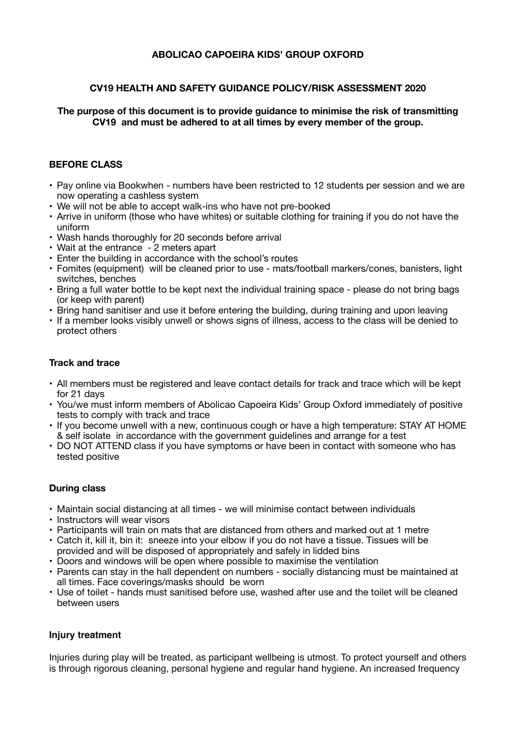**ABOLICAO CAPOEIRA KIDS' GROUP OXFORD**

**CV19 HEALTH AND SAFETY GUIDANCE POLICY/RISK ASSESSMENT 2020**

**The purpose of this document is to provide guidance to minimise the risk of transmitting CV19 and must be adhered to at all times by every member of the group.**

### BEFORE CLASS

- Pay online via Bookwhen - numbers have been restricted to 12 students per session and we are now operating a cashless system
- We will not be able to accept walk-ins who have not pre-booked
- Arrive in uniform (those who have whites) or suitable clothing for training if you do not have the uniform
- Wash hands thoroughly for 20 seconds before arrival
- Wait at the entrance - 2 meters apart
- Enter the building in accordance with the school's routes
- Fomites (equipment) will be cleaned prior to use - mats/football markers/cones, banisters, light switches, benches
- Bring a full water bottle to be kept next the individual training space - please do not bring bags (or keep with parent)
- Bring hand sanitiser and use it before entering the building, during training and upon leaving
- If a member looks visibly unwell or shows signs of illness, access to the class will be denied to protect others

### Track and trace

- All members must be registered and leave contact details for track and trace which will be kept for 21 days
- You/we must inform members of Abolicao Capoeira Kids' Group Oxford immediately of positive tests to comply with track and trace
- If you become unwell with a new, continuous cough or have a high temperature: STAY AT HOME & self isolate in accordance with the government guidelines and arrange for a test
- DO NOT ATTEND class if you have symptoms or have been in contact with someone who has tested positive

### During class

- Maintain social distancing at all times - we will minimise contact between individuals
- Instructors will wear visors
- Participants will train on mats that are distanced from others and marked out at 1 metre
- Catch it, kill it, bin it: sneeze into your elbow if you do not have a tissue. Tissues will be provided and will be disposed of appropriately and safely in lidded bins
- Doors and windows will be open where possible to maximise the ventilation
- Parents can stay in the hall dependent on numbers - socially distancing must be maintained at all times. Face coverings/masks should be worn
- Use of toilet - hands must sanitised before use, washed after use and the toilet will be cleaned between users

### Injury treatment

Injuries during play will be treated, as participant wellbeing is utmost. To protect yourself and others is through rigorous cleaning, personal hygiene and regular hand hygiene. An increased frequency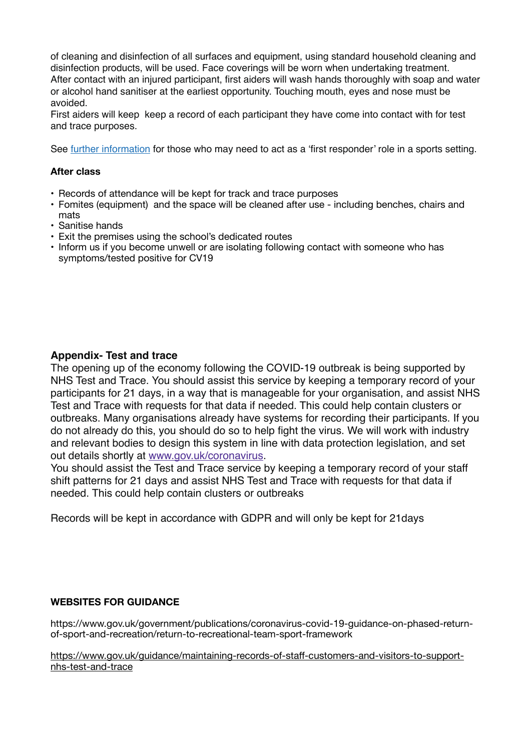of cleaning and disinfection of all surfaces and equipment, using standard household cleaning and disinfection products, will be used. Face coverings will be worn when undertaking treatment. After contact with an injured participant, first aiders will wash hands thoroughly with soap and water or alcohol hand sanitiser at the earliest opportunity. Touching mouth, eyes and nose must be avoided.
First aiders will keep keep a record of each participant they have come into contact with for test and trace purposes.

See [further information] for those who may need to act as a 'first responder' role in a sports setting.

**After class**

- Records of attendance will be kept for track and trace purposes
- Fomites (equipment) and the space will be cleaned after use - including benches, chairs and mats
- Sanitise hands
- Exit the premises using the school's dedicated routes
- Inform us if you become unwell or are isolating following contact with someone who has symptoms/tested positive for CV19

## Appendix- Test and trace

The opening up of the economy following the COVID-19 outbreak is being supported by NHS Test and Trace. You should assist this service by keeping a temporary record of your participants for 21 days, in a way that is manageable for your organisation, and assist NHS Test and Trace with requests for that data if needed. This could help contain clusters or outbreaks. Many organisations already have systems for recording their participants. If you do not already do this, you should do so to help fight the virus. We will work with industry and relevant bodies to design this system in line with data protection legislation, and set out details shortly at www.gov.uk/coronavirus.
You should assist the Test and Trace service by keeping a temporary record of your staff shift patterns for 21 days and assist NHS Test and Trace with requests for that data if needed. This could help contain clusters or outbreaks

Records will be kept in accordance with GDPR and will only be kept for 21days

**WEBSITES FOR GUIDANCE**

https://www.gov.uk/government/publications/coronavirus-covid-19-guidance-on-phased-return-of-sport-and-recreation/return-to-recreational-team-sport-framework

https://www.gov.uk/guidance/maintaining-records-of-staff-customers-and-visitors-to-support-nhs-test-and-trace